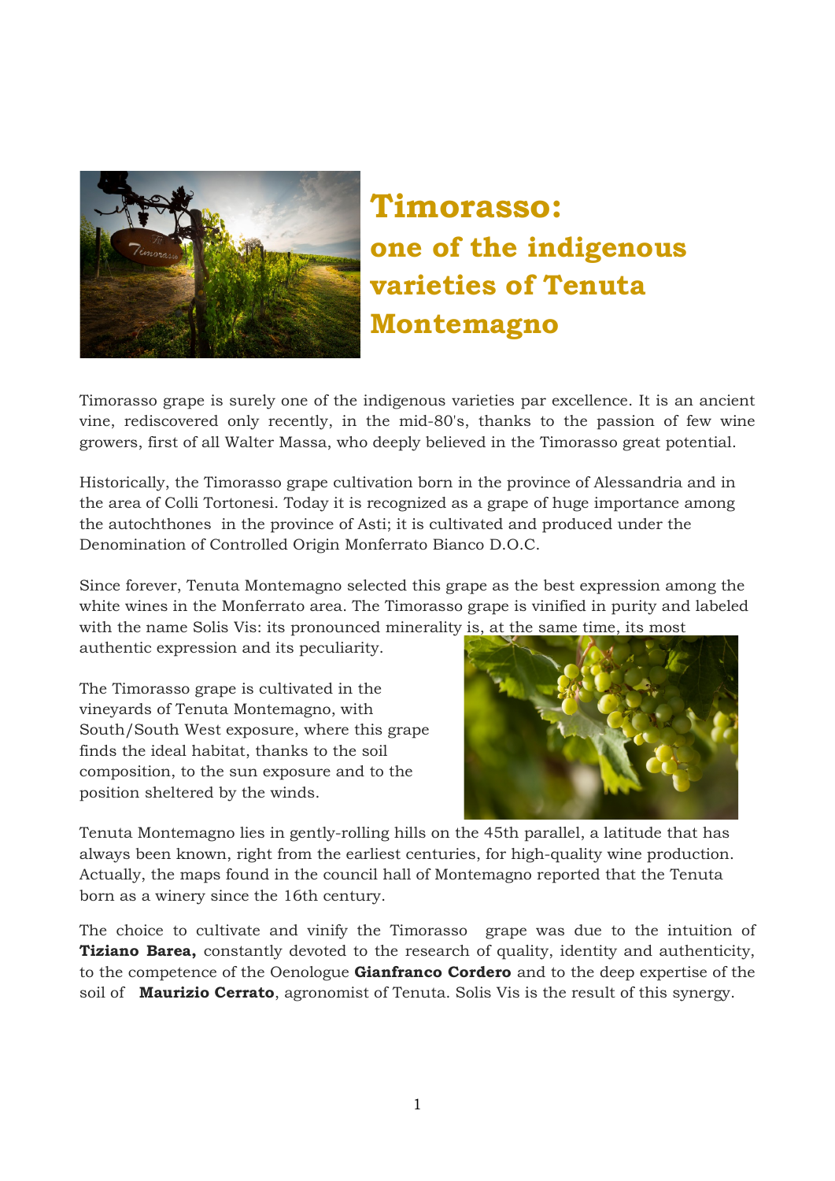# Timorasso: one of the indigenous varieties of Tenuta Montemagno

Timorasso grape is surely one of the indigenous varieties par excellence. It is an ancient vine, rediscovered only recently, in the mid-80's, thanks to the passion of few wine growers, first of all Walter Massa, who deeply believed in the Timorasso great potential.

Historically, the Timorasso grape cultivation born in the province of Alessandria and in the area of Colli Tortonesi. Today it is recognized as a grape of huge importance among the autochthones in the province of Asti; it is cultivated and produced under the Denomination of Controlled Origin Monferrato Bianco D.O.C.

Since forever, Tenuta Montemagno selected this grape as the best expression among the white wines in the Monferrato area. The Timorasso grape is vinified in purity and labeled with the name Solis Vis: its pronounced minerality is, at the same time, its most authentic expression and its peculiarity.

The Timorasso grape is cultivated in the vineyards of Tenuta Montemagno, with South/South West exposure, where this grape finds the ideal habitat, thanks to the soil composition, to the sun exposure and to the position sheltered by the winds.

Tenuta Montemagno lies in gently-rolling hills on the 45th parallel, a latitude that has always been known, right from the earliest centuries, for high-quality wine production. Actually, the maps found in the council hall of Montemagno reported that the Tenuta born as a winery since the 16th century.

The choice to cultivate and vinify the Timorasso grape was due to the intuition of **Tiziano Barea,** constantly devoted to the research of quality, identity and authenticity, to the competence of the Oenologue **Gianfranco Cordero** and to the deep expertise of the soil of **Maurizio Cerrato**, agronomist of Tenuta. Solis Vis is the result of this synergy.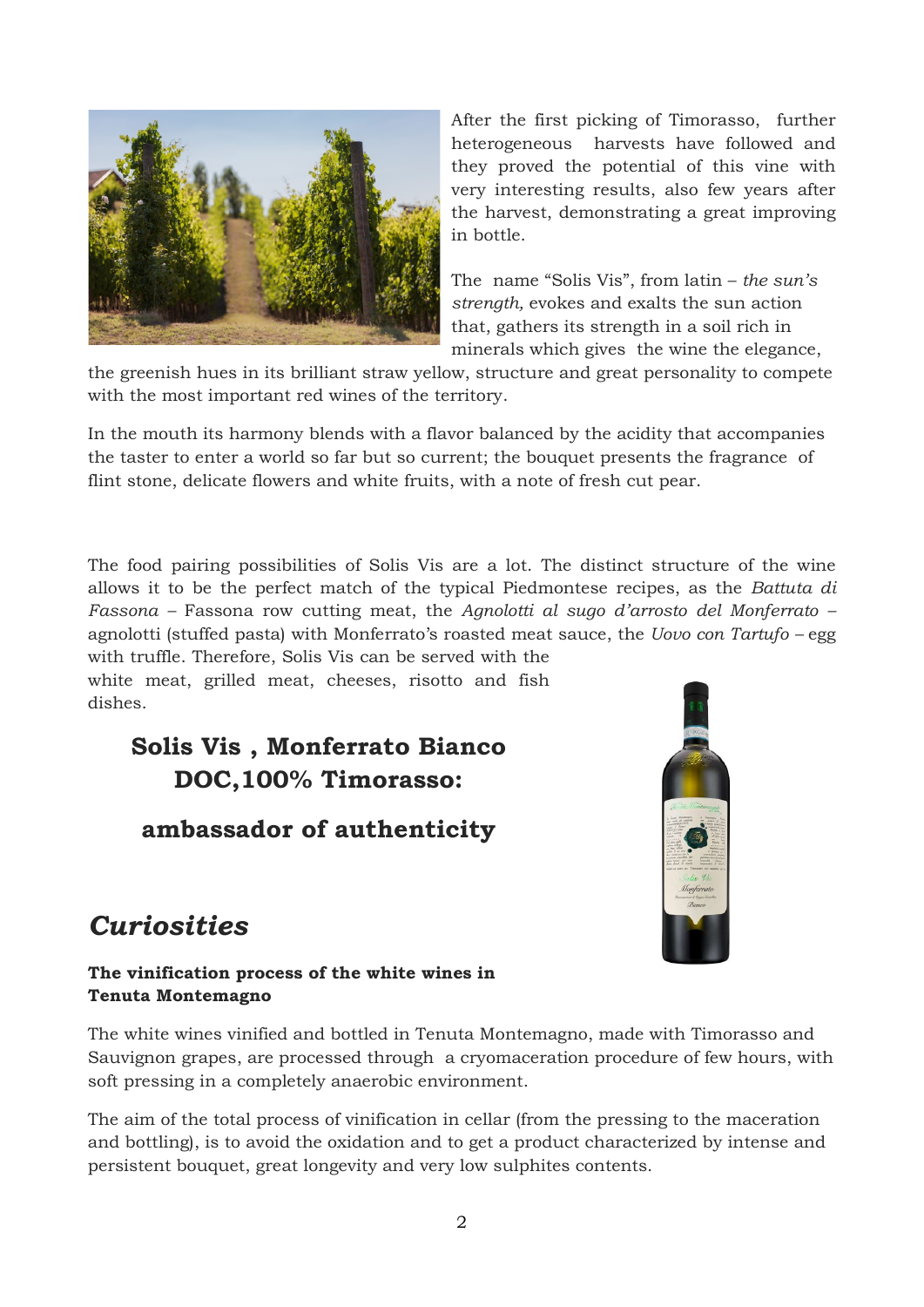After the first picking of Timorasso, further heterogeneous harvests have followed and they proved the potential of this vine with very interesting results, also few years after the harvest, demonstrating a great improving in bottle.

The name "Solis Vis", from latin – *the sun's strength,* evokes and exalts the sun action that, gathers its strength in a soil rich in minerals which gives the wine the elegance, the greenish hues in its brilliant straw yellow, structure and great personality to compete with the most important red wines of the territory.

In the mouth its harmony blends with a flavor balanced by the acidity that accompanies the taster to enter a world so far but so current; the bouquet presents the fragrance of flint stone, delicate flowers and white fruits, with a note of fresh cut pear.

The food pairing possibilities of Solis Vis are a lot. The distinct structure of the wine allows it to be the perfect match of the typical Piedmontese recipes, as the *Battuta di Fassona* – Fassona row cutting meat, the *Agnolotti al sugo d'arrosto del Monferrato* – agnolotti (stuffed pasta) with Monferrato's roasted meat sauce, the *Uovo con Tartufo* – egg with truffle. Therefore, Solis Vis can be served with the white meat, grilled meat, cheeses, risotto and fish dishes.

**Solis Vis , Monferrato Bianco DOC,100% Timorasso:**

**ambassador of authenticity**

## *Curiosities*

**The vinification process of the white wines in Tenuta Montemagno**

The white wines vinified and bottled in Tenuta Montemagno, made with Timorasso and Sauvignon grapes, are processed through a cryomaceration procedure of few hours, with soft pressing in a completely anaerobic environment.

The aim of the total process of vinification in cellar (from the pressing to the maceration and bottling), is to avoid the oxidation and to get a product characterized by intense and persistent bouquet, great longevity and very low sulphites contents.